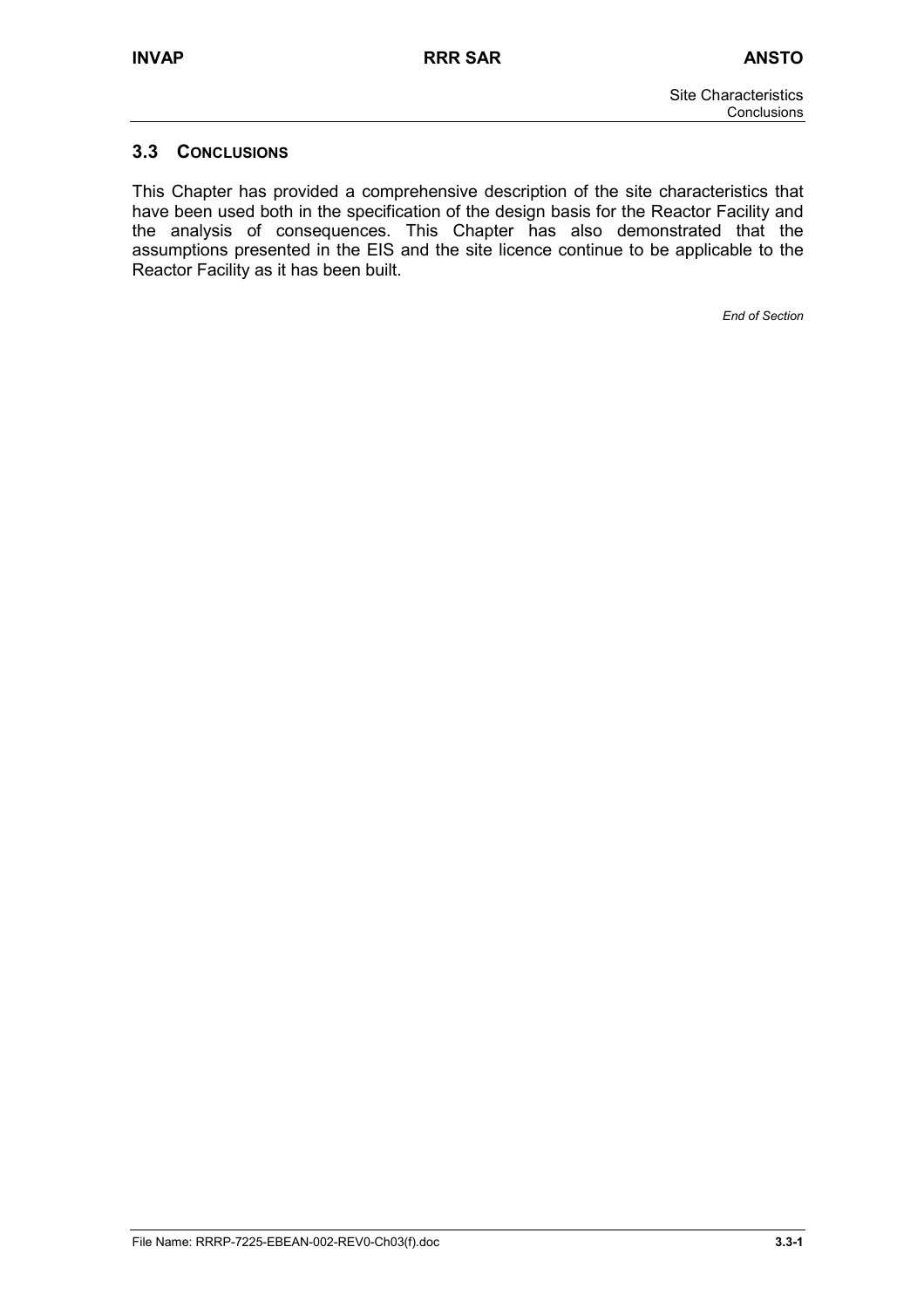## 3.3 CONCLUSIONS

This Chapter has provided a comprehensive description of the site characteristics that have been used both in the specification of the design basis for the Reactor Facility and the analysis of consequences. This Chapter has also demonstrated that the assumptions presented in the EIS and the site licence continue to be applicable to the Reactor Facility as it has been built.

*End of Section*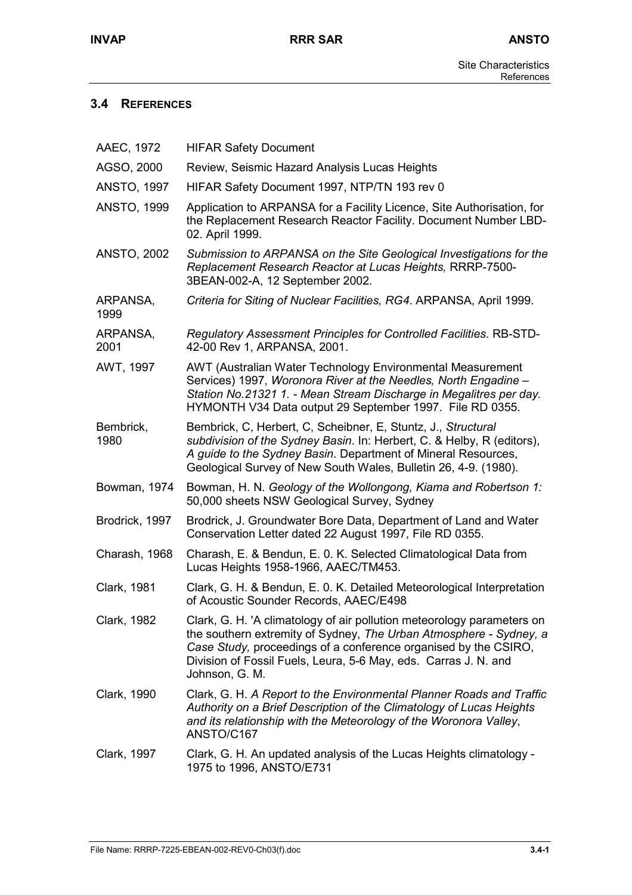## 3.4 REFERENCES

| | |
|---|---|
| AAEC, 1972 | HIFAR Safety Document |
| AGSO, 2000 | Review, Seismic Hazard Analysis Lucas Heights |
| ANSTO, 1997 | HIFAR Safety Document 1997, NTP/TN 193 rev 0 |
| ANSTO, 1999 | Application to ARPANSA for a Facility Licence, Site Authorisation, for the Replacement Research Reactor Facility. Document Number LBD-02. April 1999. |
| ANSTO, 2002 | *Submission to ARPANSA on the Site Geological Investigations for the Replacement Research Reactor at Lucas Heights,* RRRP-7500-3BEAN-002-A, 12 September 2002. |
| ARPANSA, 1999 | *Criteria for Siting of Nuclear Facilities, RG4*. ARPANSA, April 1999. |
| ARPANSA, 2001 | *Regulatory Assessment Principles for Controlled Facilities*. RB-STD-42-00 Rev 1, ARPANSA, 2001. |
| AWT, 1997 | AWT (Australian Water Technology Environmental Measurement Services) 1997, *Woronora River at the Needles, North Engadine – Station No.21321 1. - Mean Stream Discharge in Megalitres per day.* HYMONTH V34 Data output 29 September 1997. File RD 0355. |
| Bembrick, 1980 | Bembrick, C, Herbert, C, Scheibner, E, Stuntz, J., *Structural subdivision of the Sydney Basin*. In: Herbert, C. & Helby, R (editors), *A guide to the Sydney Basin*. Department of Mineral Resources, Geological Survey of New South Wales, Bulletin 26, 4-9. (1980). |
| Bowman, 1974 | Bowman, H. N. *Geology of the Wollongong, Kiama and Robertson 1:* 50,000 sheets NSW Geological Survey, Sydney |
| Brodrick, 1997 | Brodrick, J. Groundwater Bore Data, Department of Land and Water Conservation Letter dated 22 August 1997, File RD 0355. |
| Charash, 1968 | Charash, E. & Bendun, E. 0. K. Selected Climatological Data from Lucas Heights 1958-1966, AAEC/TM453. |
| Clark, 1981 | Clark, G. H. & Bendun, E. 0. K. Detailed Meteorological Interpretation of Acoustic Sounder Records, AAEC/E498 |
| Clark, 1982 | Clark, G. H. 'A climatology of air pollution meteorology parameters on the southern extremity of Sydney, *The Urban Atmosphere - Sydney, a Case Study,* proceedings of a conference organised by the CSIRO, Division of Fossil Fuels, Leura, 5-6 May, eds. Carras J. N. and Johnson, G. M. |
| Clark, 1990 | Clark, G. H. *A Report to the Environmental Planner Roads and Traffic Authority on a Brief Description of the Climatology of Lucas Heights and its relationship with the Meteorology of the Woronora Valley*, ANSTO/C167 |
| Clark, 1997 | Clark, G. H. An updated analysis of the Lucas Heights climatology - 1975 to 1996, ANSTO/E731 |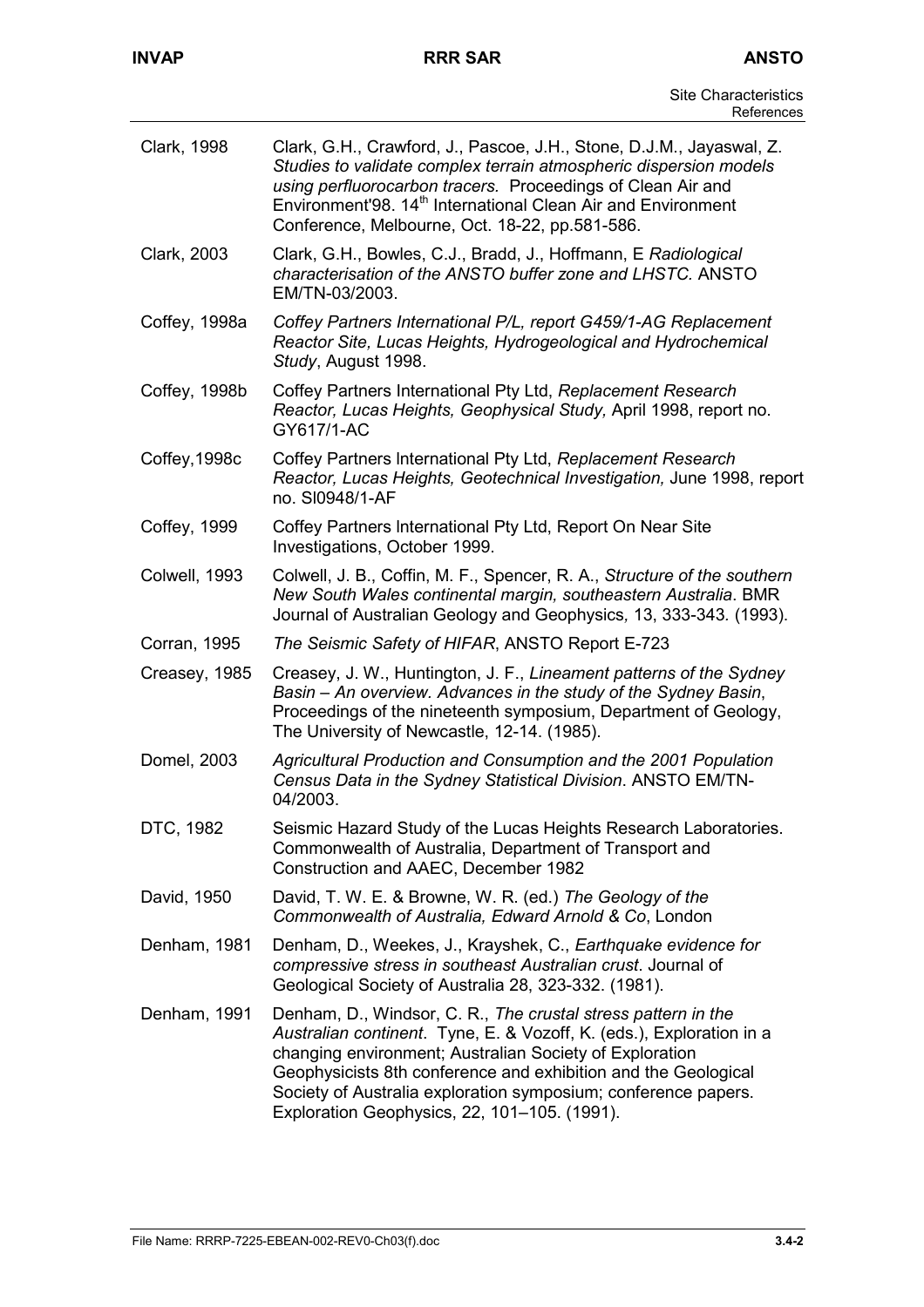| | |
|---|---|
| Clark, 1998 | Clark, G.H., Crawford, J., Pascoe, J.H., Stone, D.J.M., Jayaswal, Z. *Studies to validate complex terrain atmospheric dispersion models using perfluorocarbon tracers.* Proceedings of Clean Air and Environment'98. 14th International Clean Air and Environment Conference, Melbourne, Oct. 18-22, pp.581-586. |
| Clark, 2003 | Clark, G.H., Bowles, C.J., Bradd, J., Hoffmann, E *Radiological characterisation of the ANSTO buffer zone and LHSTC.* ANSTO EM/TN-03/2003. |
| Coffey, 1998a | *Coffey Partners International P/L, report G459/1-AG Replacement Reactor Site, Lucas Heights, Hydrogeological and Hydrochemical Study*, August 1998. |
| Coffey, 1998b | Coffey Partners International Pty Ltd, *Replacement Research Reactor, Lucas Heights, Geophysical Study,* April 1998, report no. GY617/1-AC |
| Coffey,1998c | Coffey Partners International Pty Ltd, *Replacement Research Reactor, Lucas Heights, Geotechnical Investigation,* June 1998, report no. SI0948/1-AF |
| Coffey, 1999 | Coffey Partners International Pty Ltd, Report On Near Site Investigations, October 1999. |
| Colwell, 1993 | Colwell, J. B., Coffin, M. F., Spencer, R. A., *Structure of the southern New South Wales continental margin, southeastern Australia*. BMR Journal of Australian Geology and Geophysics, 13, 333-343. (1993). |
| Corran, 1995 | *The Seismic Safety of HIFAR*, ANSTO Report E-723 |
| Creasey, 1985 | Creasey, J. W., Huntington, J. F., *Lineament patterns of the Sydney Basin – An overview. Advances in the study of the Sydney Basin*, Proceedings of the nineteenth symposium, Department of Geology, The University of Newcastle, 12-14. (1985). |
| Domel, 2003 | *Agricultural Production and Consumption and the 2001 Population Census Data in the Sydney Statistical Division*. ANSTO EM/TN-04/2003. |
| DTC, 1982 | Seismic Hazard Study of the Lucas Heights Research Laboratories. Commonwealth of Australia, Department of Transport and Construction and AAEC, December 1982 |
| David, 1950 | David, T. W. E. & Browne, W. R. (ed.) *The Geology of the Commonwealth of Australia, Edward Arnold & Co*, London |
| Denham, 1981 | Denham, D., Weekes, J., Krayshek, C., *Earthquake evidence for compressive stress in southeast Australian crust*. Journal of Geological Society of Australia 28, 323-332. (1981). |
| Denham, 1991 | Denham, D., Windsor, C. R., *The crustal stress pattern in the Australian continent*. Tyne, E. & Vozoff, K. (eds.), Exploration in a changing environment; Australian Society of Exploration Geophysicists 8th conference and exhibition and the Geological Society of Australia exploration symposium; conference papers. Exploration Geophysics, 22, 101–105. (1991). |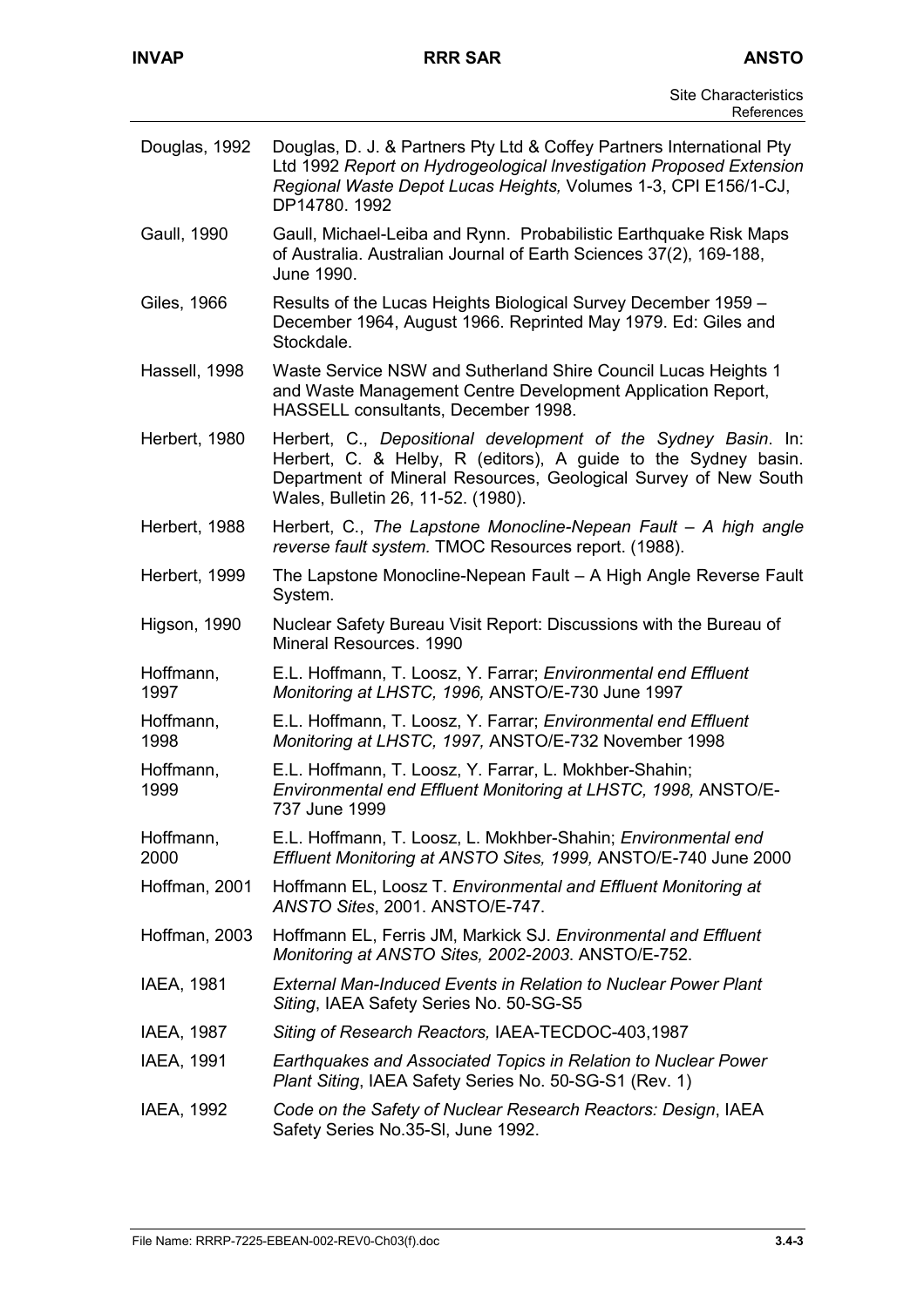| | |
|---|---|
| Douglas, 1992 | Douglas, D. J. & Partners Pty Ltd & Coffey Partners International Pty Ltd 1992 *Report on Hydrogeological Investigation Proposed Extension Regional Waste Depot Lucas Heights,* Volumes 1-3, CPI E156/1-CJ, DP14780. 1992 |
| Gaull, 1990 | Gaull, Michael-Leiba and Rynn. Probabilistic Earthquake Risk Maps of Australia. Australian Journal of Earth Sciences 37(2), 169-188, June 1990. |
| Giles, 1966 | Results of the Lucas Heights Biological Survey December 1959 – December 1964, August 1966. Reprinted May 1979. Ed: Giles and Stockdale. |
| Hassell, 1998 | Waste Service NSW and Sutherland Shire Council Lucas Heights 1 and Waste Management Centre Development Application Report, HASSELL consultants, December 1998. |
| Herbert, 1980 | Herbert, C., *Depositional development of the Sydney Basin*. In: Herbert, C. & Helby, R (editors), A guide to the Sydney basin. Department of Mineral Resources, Geological Survey of New South Wales, Bulletin 26, 11-52. (1980). |
| Herbert, 1988 | Herbert, C., *The Lapstone Monocline-Nepean Fault – A high angle reverse fault system.* TMOC Resources report. (1988). |
| Herbert, 1999 | The Lapstone Monocline-Nepean Fault – A High Angle Reverse Fault System. |
| Higson, 1990 | Nuclear Safety Bureau Visit Report: Discussions with the Bureau of Mineral Resources. 1990 |
| Hoffmann, 1997 | E.L. Hoffmann, T. Loosz, Y. Farrar; *Environmental end Effluent Monitoring at LHSTC, 1996,* ANSTO/E-730 June 1997 |
| Hoffmann, 1998 | E.L. Hoffmann, T. Loosz, Y. Farrar; *Environmental end Effluent Monitoring at LHSTC, 1997,* ANSTO/E-732 November 1998 |
| Hoffmann, 1999 | E.L. Hoffmann, T. Loosz, Y. Farrar, L. Mokhber-Shahin; *Environmental end Effluent Monitoring at LHSTC, 1998,* ANSTO/E-737 June 1999 |
| Hoffmann, 2000 | E.L. Hoffmann, T. Loosz, L. Mokhber-Shahin; *Environmental end Effluent Monitoring at ANSTO Sites, 1999,* ANSTO/E-740 June 2000 |
| Hoffman, 2001 | Hoffmann EL, Loosz T. *Environmental and Effluent Monitoring at ANSTO Sites*, 2001. ANSTO/E-747. |
| Hoffman, 2003 | Hoffmann EL, Ferris JM, Markick SJ. *Environmental and Effluent Monitoring at ANSTO Sites, 2002-2003*. ANSTO/E-752. |
| IAEA, 1981 | *External Man-Induced Events in Relation to Nuclear Power Plant Siting*, IAEA Safety Series No. 50-SG-S5 |
| IAEA, 1987 | *Siting of Research Reactors,* IAEA-TECDOC-403,1987 |
| IAEA, 1991 | *Earthquakes and Associated Topics in Relation to Nuclear Power Plant Siting*, IAEA Safety Series No. 50-SG-S1 (Rev. 1) |
| IAEA, 1992 | *Code on the Safety of Nuclear Research Reactors: Design*, IAEA Safety Series No.35-Sl, June 1992. |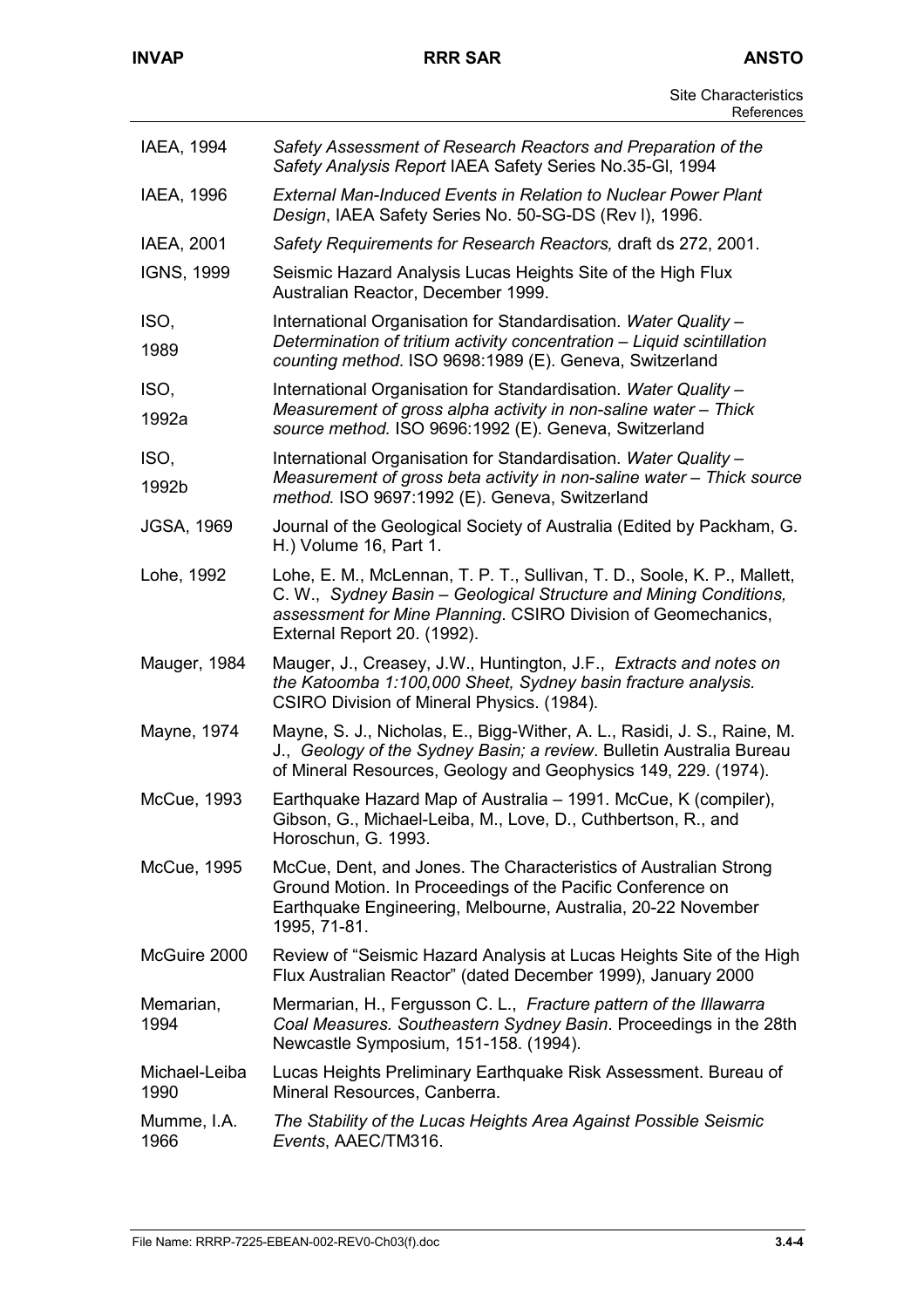| | |
|---|---|
| IAEA, 1994 | *Safety Assessment of Research Reactors and Preparation of the Safety Analysis Report* IAEA Safety Series No.35-GI, 1994 |
| IAEA, 1996 | *External Man-Induced Events in Relation to Nuclear Power Plant Design*, IAEA Safety Series No. 50-SG-DS (Rev I), 1996. |
| IAEA, 2001 | *Safety Requirements for Research Reactors,* draft ds 272, 2001. |
| IGNS, 1999 | Seismic Hazard Analysis Lucas Heights Site of the High Flux Australian Reactor, December 1999. |
| ISO, 1989 | International Organisation for Standardisation. *Water Quality – Determination of tritium activity concentration – Liquid scintillation counting method*. ISO 9698:1989 (E). Geneva, Switzerland |
| ISO, 1992a | International Organisation for Standardisation. *Water Quality – Measurement of gross alpha activity in non-saline water – Thick source method.* ISO 9696:1992 (E). Geneva, Switzerland |
| ISO, 1992b | International Organisation for Standardisation. *Water Quality – Measurement of gross beta activity in non-saline water – Thick source method.* ISO 9697:1992 (E). Geneva, Switzerland |
| JGSA, 1969 | Journal of the Geological Society of Australia (Edited by Packham, G. H.) Volume 16, Part 1. |
| Lohe, 1992 | Lohe, E. M., McLennan, T. P. T., Sullivan, T. D., Soole, K. P., Mallett, C. W., *Sydney Basin – Geological Structure and Mining Conditions, assessment for Mine Planning*. CSIRO Division of Geomechanics, External Report 20. (1992). |
| Mauger, 1984 | Mauger, J., Creasey, J.W., Huntington, J.F., *Extracts and notes on the Katoomba 1:100,000 Sheet, Sydney basin fracture analysis.* CSIRO Division of Mineral Physics. (1984). |
| Mayne, 1974 | Mayne, S. J., Nicholas, E., Bigg-Wither, A. L., Rasidi, J. S., Raine, M. J., *Geology of the Sydney Basin; a review*. Bulletin Australia Bureau of Mineral Resources, Geology and Geophysics 149, 229. (1974). |
| McCue, 1993 | Earthquake Hazard Map of Australia – 1991. McCue, K (compiler), Gibson, G., Michael-Leiba, M., Love, D., Cuthbertson, R., and Horoschun, G. 1993. |
| McCue, 1995 | McCue, Dent, and Jones. The Characteristics of Australian Strong Ground Motion. In Proceedings of the Pacific Conference on Earthquake Engineering, Melbourne, Australia, 20-22 November 1995, 71-81. |
| McGuire 2000 | Review of "Seismic Hazard Analysis at Lucas Heights Site of the High Flux Australian Reactor" (dated December 1999), January 2000 |
| Memarian, 1994 | Mermarian, H., Fergusson C. L., *Fracture pattern of the Illawarra Coal Measures. Southeastern Sydney Basin*. Proceedings in the 28th Newcastle Symposium, 151-158. (1994). |
| Michael-Leiba 1990 | Lucas Heights Preliminary Earthquake Risk Assessment. Bureau of Mineral Resources, Canberra. |
| Mumme, I.A. 1966 | *The Stability of the Lucas Heights Area Against Possible Seismic Events*, AAEC/TM316. |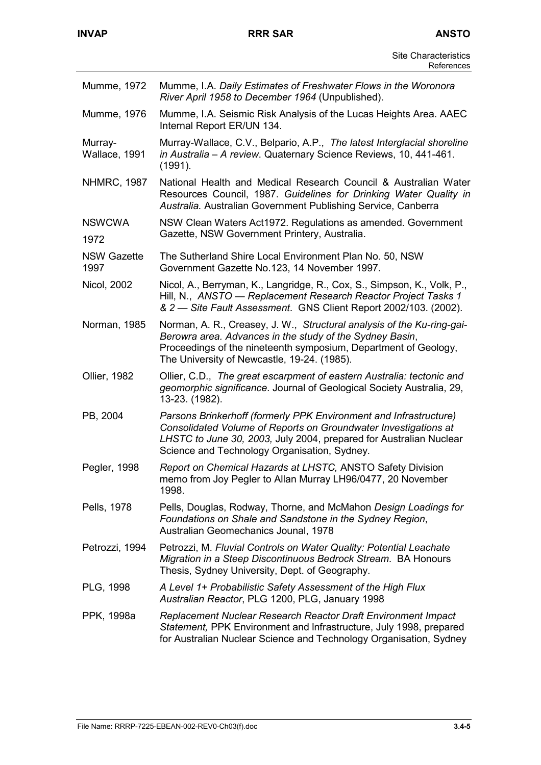| | |
|---|---|
| Mumme, 1972 | Mumme, I.A. *Daily Estimates of Freshwater Flows in the Woronora River April 1958 to December 1964* (Unpublished). |
| Mumme, 1976 | Mumme, I.A. Seismic Risk Analysis of the Lucas Heights Area. AAEC Internal Report ER/UN 134. |
| Murray-Wallace, 1991 | Murray-Wallace, C.V., Belpario, A.P., *The latest Interglacial shoreline in Australia – A review*. Quaternary Science Reviews, 10, 441-461. (1991). |
| NHMRC, 1987 | National Health and Medical Research Council & Australian Water Resources Council, 1987. *Guidelines for Drinking Water Quality in Australia.* Australian Government Publishing Service, Canberra |
| NSWCWA 1972 | NSW Clean Waters Act1972. Regulations as amended. Government Gazette, NSW Government Printery, Australia. |
| NSW Gazette 1997 | The Sutherland Shire Local Environment Plan No. 50, NSW Government Gazette No.123, 14 November 1997. |
| Nicol, 2002 | Nicol, A., Berryman, K., Langridge, R., Cox, S., Simpson, K., Volk, P., Hill, N., *ANSTO — Replacement Research Reactor Project Tasks 1 & 2 — Site Fault Assessment*. GNS Client Report 2002/103. (2002). |
| Norman, 1985 | Norman, A. R., Creasey, J. W., *Structural analysis of the Ku-ring-gai-Berowra area. Advances in the study of the Sydney Basin*, Proceedings of the nineteenth symposium, Department of Geology, The University of Newcastle, 19-24. (1985). |
| Ollier, 1982 | Ollier, C.D., *The great escarpment of eastern Australia: tectonic and geomorphic significance*. Journal of Geological Society Australia, 29, 13-23. (1982). |
| PB, 2004 | *Parsons Brinkerhoff (formerly PPK Environment and Infrastructure) Consolidated Volume of Reports on Groundwater Investigations at LHSTC to June 30, 2003,* July 2004, prepared for Australian Nuclear Science and Technology Organisation, Sydney. |
| Pegler, 1998 | *Report on Chemical Hazards at LHSTC,* ANSTO Safety Division memo from Joy Pegler to Allan Murray LH96/0477, 20 November 1998. |
| Pells, 1978 | Pells, Douglas, Rodway, Thorne, and McMahon *Design Loadings for Foundations on Shale and Sandstone in the Sydney Region*, Australian Geomechanics Jounal, 1978 |
| Petrozzi, 1994 | Petrozzi, M. *Fluvial Controls on Water Quality: Potential Leachate Migration in a Steep Discontinuous Bedrock Stream*. BA Honours Thesis, Sydney University, Dept. of Geography. |
| PLG, 1998 | *A Level 1+ Probabilistic Safety Assessment of the High Flux Australian Reactor*, PLG 1200, PLG, January 1998 |
| PPK, 1998a | *Replacement Nuclear Research Reactor Draft Environment Impact Statement,* PPK Environment and Infrastructure, July 1998, prepared for Australian Nuclear Science and Technology Organisation, Sydney |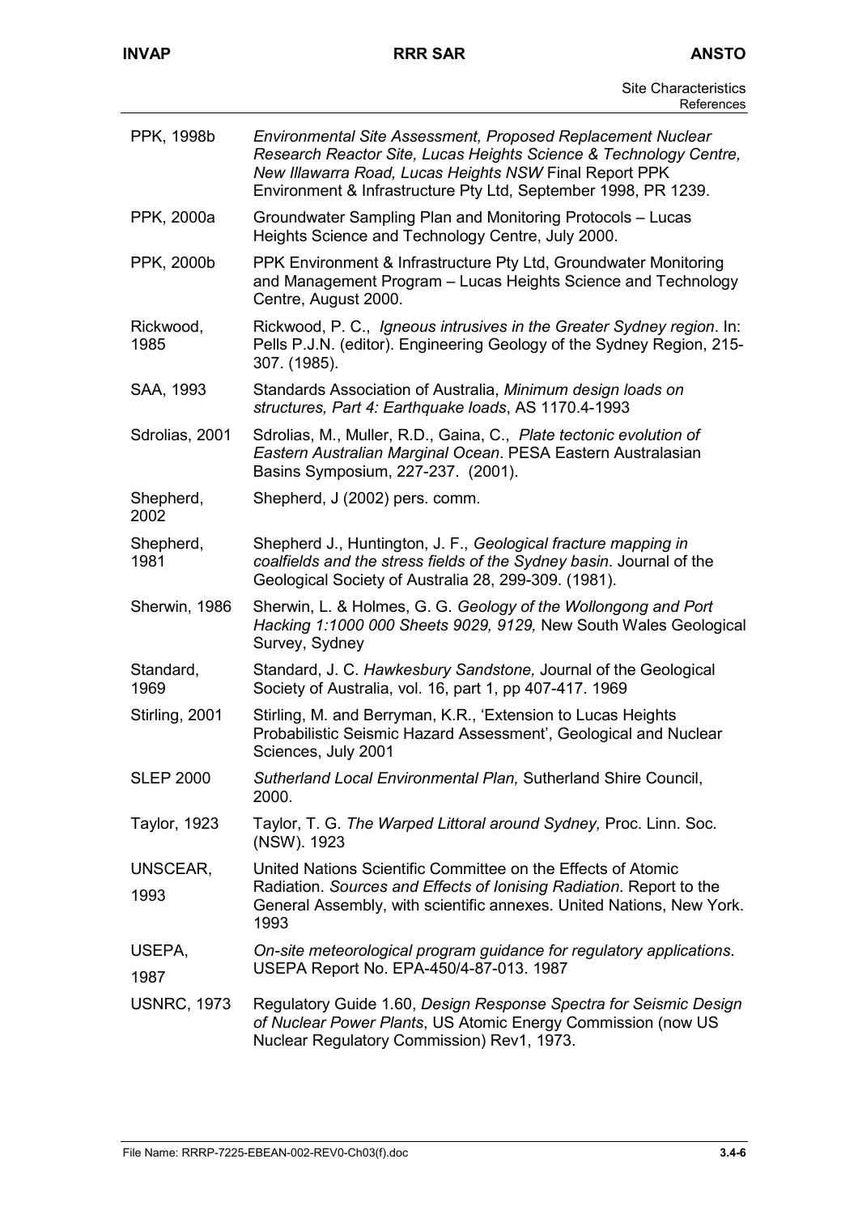| | |
|---|---|
| PPK, 1998b | *Environmental Site Assessment, Proposed Replacement Nuclear Research Reactor Site, Lucas Heights Science & Technology Centre, New Illawarra Road, Lucas Heights NSW* Final Report PPK Environment & Infrastructure Pty Ltd, September 1998, PR 1239. |
| PPK, 2000a | Groundwater Sampling Plan and Monitoring Protocols – Lucas Heights Science and Technology Centre, July 2000. |
| PPK, 2000b | PPK Environment & Infrastructure Pty Ltd, Groundwater Monitoring and Management Program – Lucas Heights Science and Technology Centre, August 2000. |
| Rickwood, 1985 | Rickwood, P. C., *Igneous intrusives in the Greater Sydney region*. In: Pells P.J.N. (editor). Engineering Geology of the Sydney Region, 215-307. (1985). |
| SAA, 1993 | Standards Association of Australia, *Minimum design loads on structures, Part 4: Earthquake loads*, AS 1170.4-1993 |
| Sdrolias, 2001 | Sdrolias, M., Muller, R.D., Gaina, C., *Plate tectonic evolution of Eastern Australian Marginal Ocean*. PESA Eastern Australasian Basins Symposium, 227-237. (2001). |
| Shepherd, 2002 | Shepherd, J (2002) pers. comm. |
| Shepherd, 1981 | Shepherd J., Huntington, J. F., *Geological fracture mapping in coalfields and the stress fields of the Sydney basin*. Journal of the Geological Society of Australia 28, 299-309. (1981). |
| Sherwin, 1986 | Sherwin, L. & Holmes, G. G. *Geology of the Wollongong and Port Hacking 1:1000 000 Sheets 9029, 9129,* New South Wales Geological Survey, Sydney |
| Standard, 1969 | Standard, J. C. *Hawkesbury Sandstone,* Journal of the Geological Society of Australia, vol. 16, part 1, pp 407-417. 1969 |
| Stirling, 2001 | Stirling, M. and Berryman, K.R., 'Extension to Lucas Heights Probabilistic Seismic Hazard Assessment', Geological and Nuclear Sciences, July 2001 |
| SLEP 2000 | *Sutherland Local Environmental Plan,* Sutherland Shire Council, 2000. |
| Taylor, 1923 | Taylor, T. G. *The Warped Littoral around Sydney,* Proc. Linn. Soc. (NSW). 1923 |
| UNSCEAR, 1993 | United Nations Scientific Committee on the Effects of Atomic Radiation. *Sources and Effects of Ionising Radiation*. Report to the General Assembly, with scientific annexes. United Nations, New York. 1993 |
| USEPA, 1987 | *On-site meteorological program guidance for regulatory applications*. USEPA Report No. EPA-450/4-87-013. 1987 |
| USNRC, 1973 | Regulatory Guide 1.60, *Design Response Spectra for Seismic Design of Nuclear Power Plants*, US Atomic Energy Commission (now US Nuclear Regulatory Commission) Rev1, 1973. |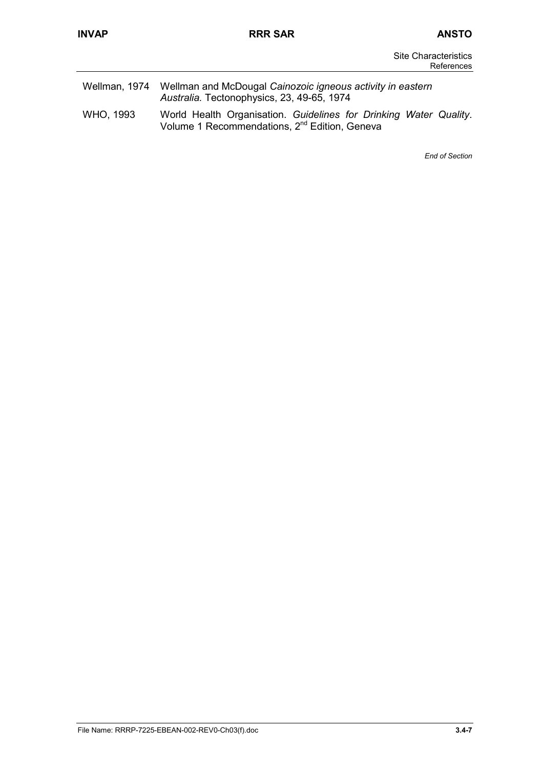| | |
|---|---|
| Wellman, 1974 | Wellman and McDougal *Cainozoic igneous activity in eastern Australia.* Tectonophysics, 23, 49-65, 1974 |
| WHO, 1993 | World Health Organisation. *Guidelines for Drinking Water Quality*. Volume 1 Recommendations, 2nd Edition, Geneva |

*End of Section*